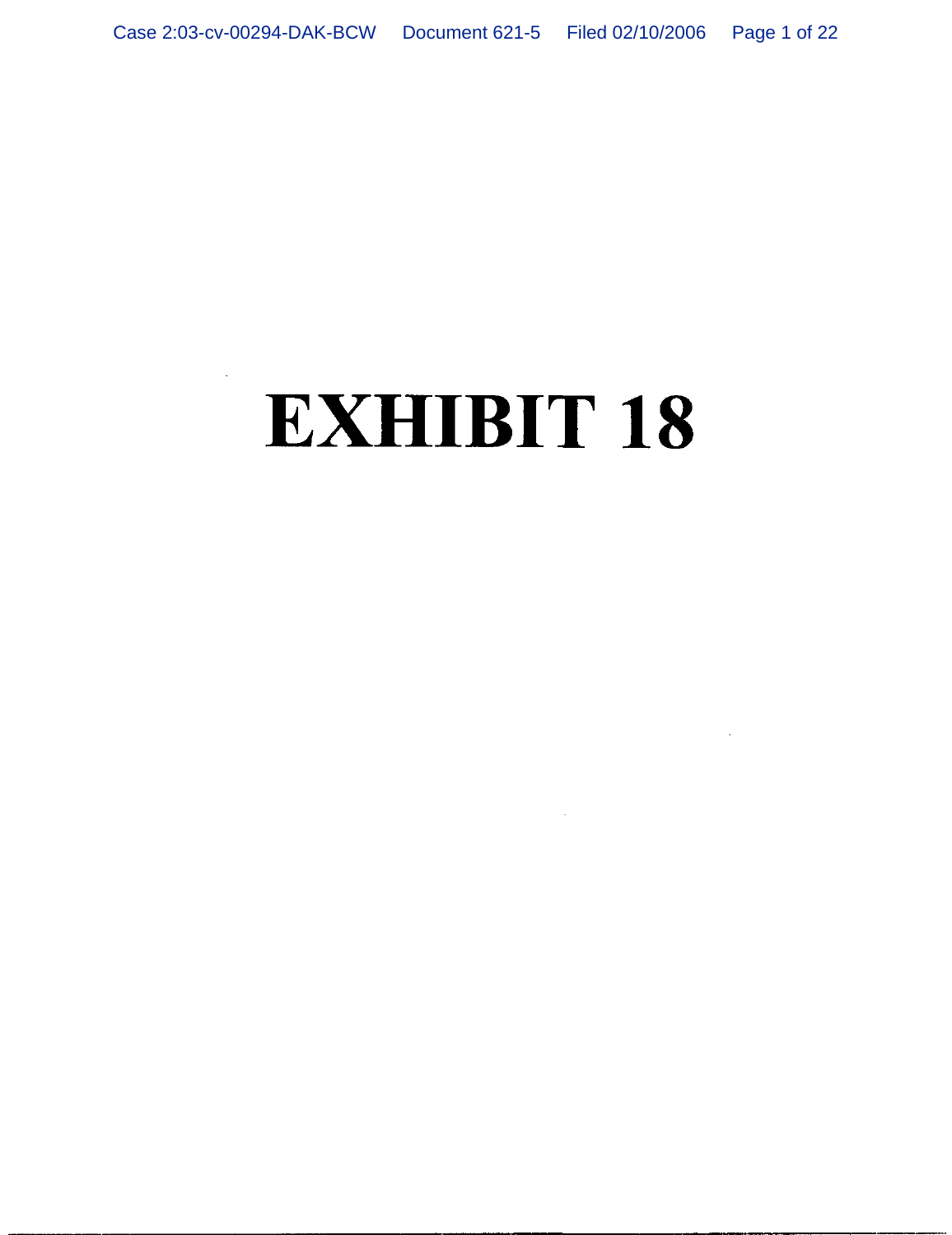# EXHIBIT 18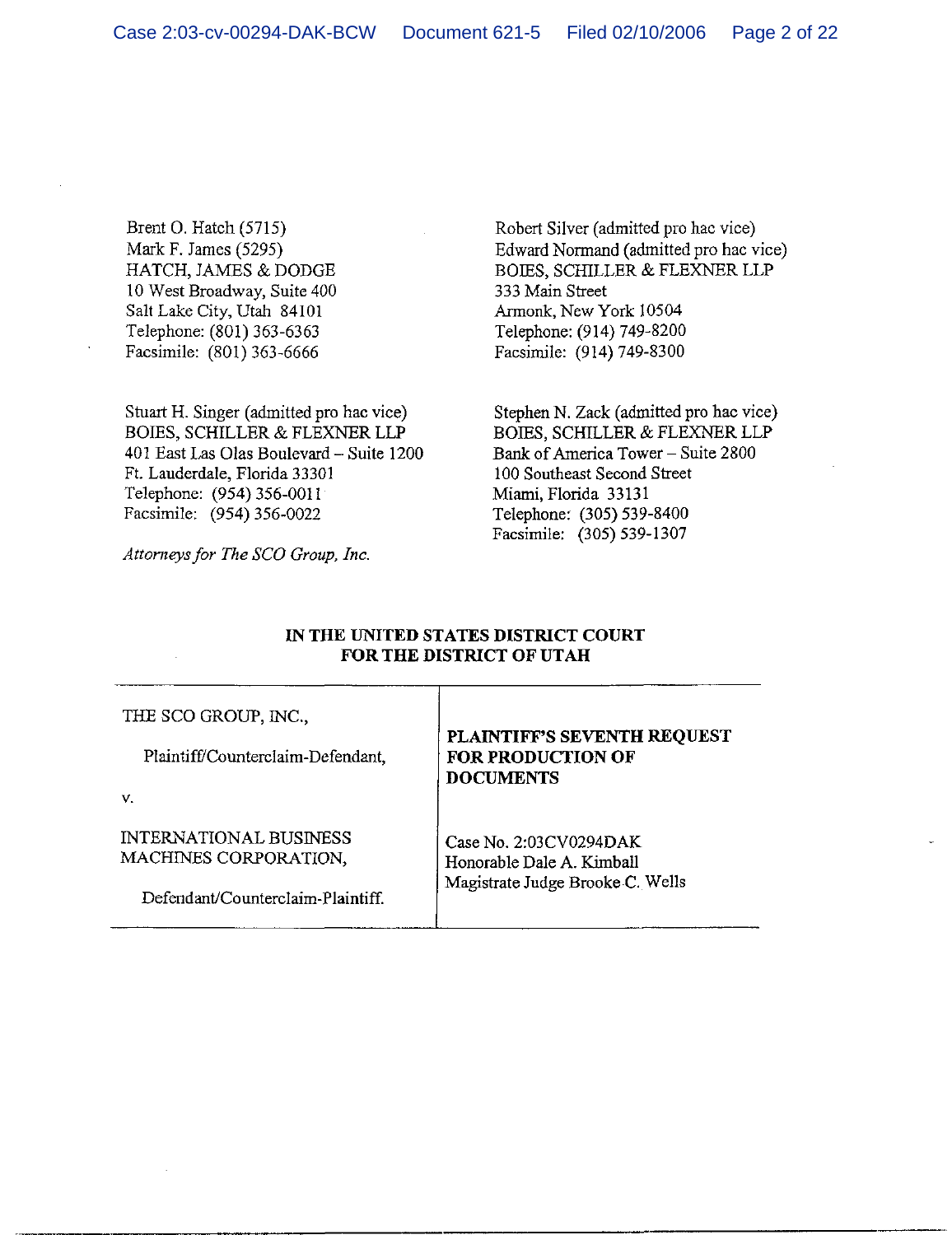Brent O. Hatch (5715)
Mark F. James (5295)
HATCH, JAMES & DODGE
10 West Broadway, Suite 400
Salt Lake City, Utah 84101
Telephone: (801) 363-6363
Facsimile: (801) 363-6666

Robert Silver (admitted pro hac vice)
Edward Normand (admitted pro hac vice)
BOIES, SCHILLER & FLEXNER LLP
333 Main Street
Armonk, New York 10504
Telephone: (914) 749-8200
Facsimile: (914) 749-8300

Stuart H. Singer (admitted pro hac vice)
BOIES, SCHILLER & FLEXNER LLP
401 East Las Olas Boulevard – Suite 1200
Ft. Lauderdale, Florida 33301
Telephone: (954) 356-0011
Facsimile: (954) 356-0022

Stephen N. Zack (admitted pro hac vice)
BOIES, SCHILLER & FLEXNER LLP
Bank of America Tower – Suite 2800
100 Southeast Second Street
Miami, Florida 33131
Telephone: (305) 539-8400
Facsimile: (305) 539-1307

*Attorneys for The SCO Group, Inc.*

**IN THE UNITED STATES DISTRICT COURT**
**FOR THE DISTRICT OF UTAH**

| | |
|---|---|
| THE SCO GROUP, INC.,<br><br>Plaintiff/Counterclaim-Defendant,<br><br>v.<br><br>INTERNATIONAL BUSINESS MACHINES CORPORATION,<br><br>Defendant/Counterclaim-Plaintiff. | **PLAINTIFF'S SEVENTH REQUEST FOR PRODUCTION OF DOCUMENTS**<br><br>Case No. 2:03CV0294DAK<br>Honorable Dale A. Kimball<br>Magistrate Judge Brooke C. Wells |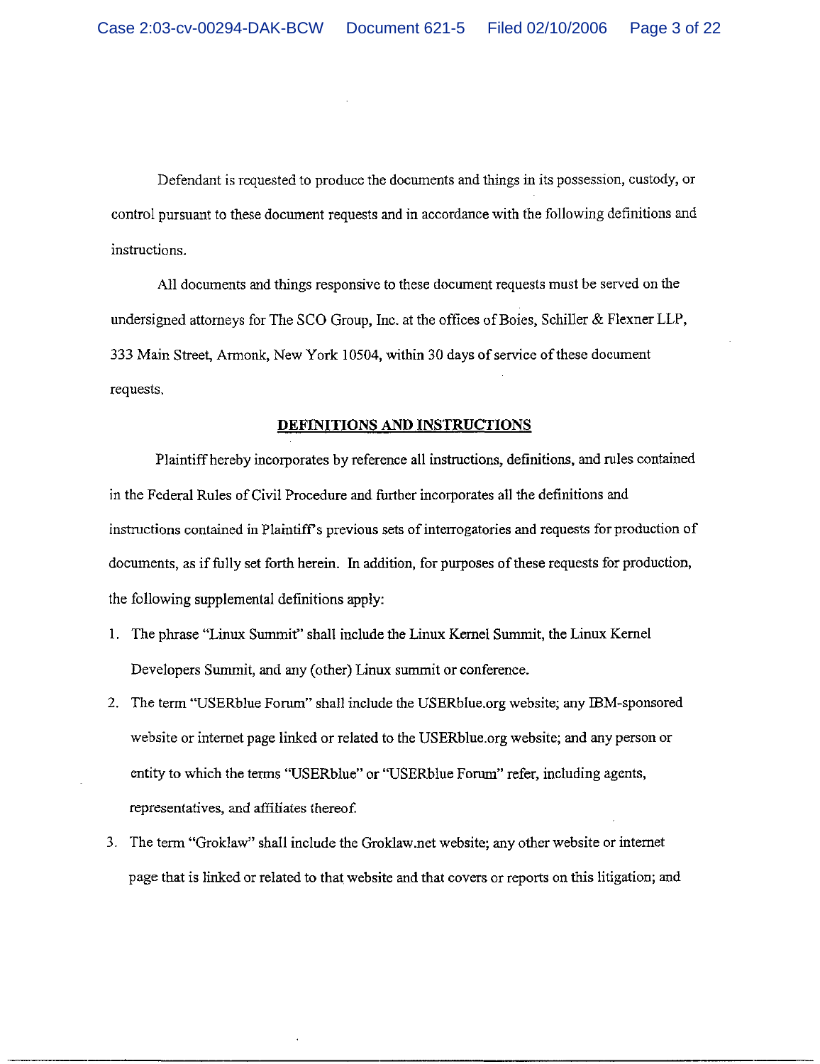Defendant is requested to produce the documents and things in its possession, custody, or control pursuant to these document requests and in accordance with the following definitions and instructions.

All documents and things responsive to these document requests must be served on the undersigned attorneys for The SCO Group, Inc. at the offices of Boies, Schiller & Flexner LLP, 333 Main Street, Armonk, New York 10504, within 30 days of service of these document requests.

**DEFINITIONS AND INSTRUCTIONS**

Plaintiff hereby incorporates by reference all instructions, definitions, and rules contained in the Federal Rules of Civil Procedure and further incorporates all the definitions and instructions contained in Plaintiff's previous sets of interrogatories and requests for production of documents, as if fully set forth herein. In addition, for purposes of these requests for production, the following supplemental definitions apply:

1. The phrase "Linux Summit" shall include the Linux Kernel Summit, the Linux Kernel Developers Summit, and any (other) Linux summit or conference.
2. The term "USERblue Forum" shall include the USERblue.org website; any IBM-sponsored website or internet page linked or related to the USERblue.org website; and any person or entity to which the terms "USERblue" or "USERblue Forum" refer, including agents, representatives, and affiliates thereof.
3. The term "Groklaw" shall include the Groklaw.net website; any other website or internet page that is linked or related to that website and that covers or reports on this litigation; and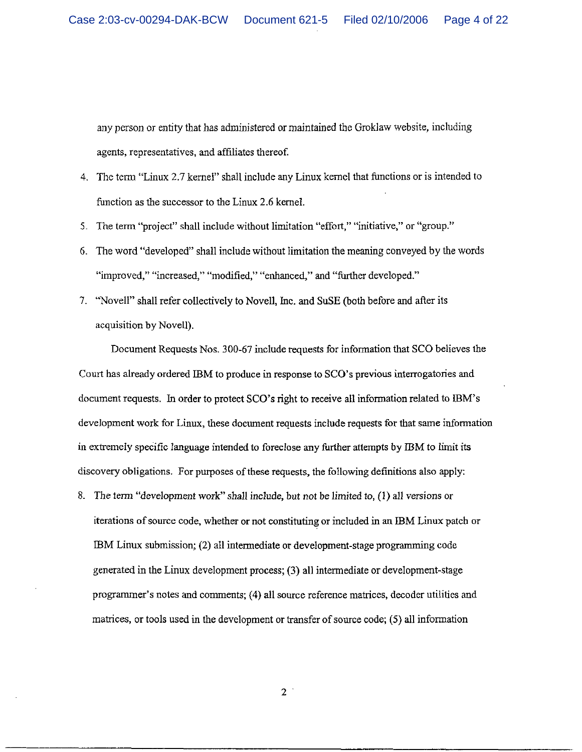any person or entity that has administered or maintained the Groklaw website, including agents, representatives, and affiliates thereof.

4. The term "Linux 2.7 kernel" shall include any Linux kernel that functions or is intended to function as the successor to the Linux 2.6 kernel.
5. The term "project" shall include without limitation "effort," "initiative," or "group."
6. The word "developed" shall include without limitation the meaning conveyed by the words "improved," "increased," "modified," "enhanced," and "further developed."
7. "Novell" shall refer collectively to Novell, Inc. and SuSE (both before and after its acquisition by Novell).

Document Requests Nos. 300-67 include requests for information that SCO believes the Court has already ordered IBM to produce in response to SCO's previous interrogatories and document requests. In order to protect SCO's right to receive all information related to IBM's development work for Linux, these document requests include requests for that same information in extremely specific language intended to foreclose any further attempts by IBM to limit its discovery obligations. For purposes of these requests, the following definitions also apply:

8. The term "development work" shall include, but not be limited to, (1) all versions or iterations of source code, whether or not constituting or included in an IBM Linux patch or IBM Linux submission; (2) all intermediate or development-stage programming code generated in the Linux development process; (3) all intermediate or development-stage programmer's notes and comments; (4) all source reference matrices, decoder utilities and matrices, or tools used in the development or transfer of source code; (5) all information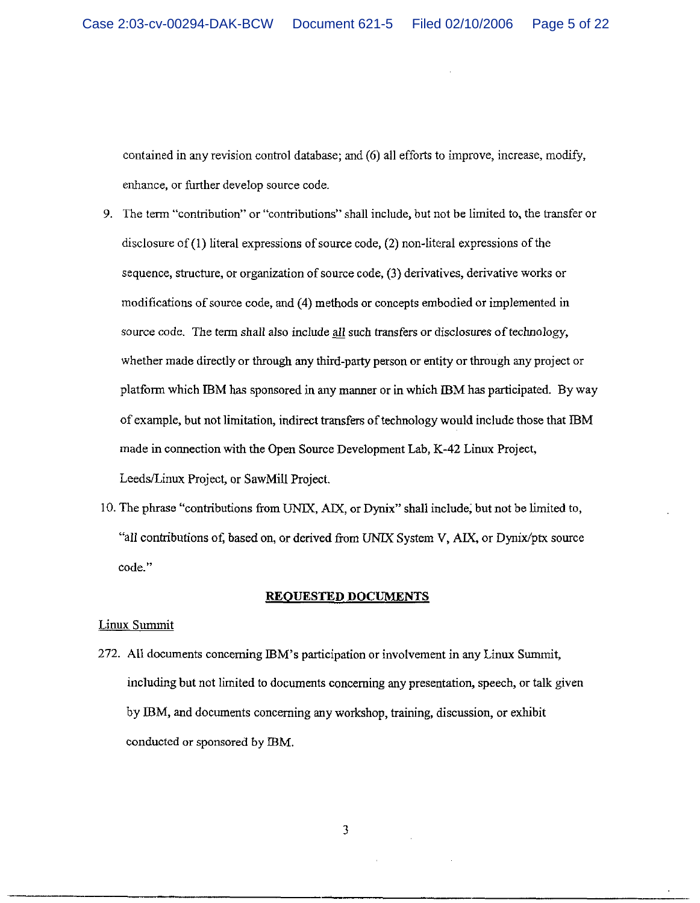contained in any revision control database; and (6) all efforts to improve, increase, modify, enhance, or further develop source code.

9. The term "contribution" or "contributions" shall include, but not be limited to, the transfer or disclosure of (1) literal expressions of source code, (2) non-literal expressions of the sequence, structure, or organization of source code, (3) derivatives, derivative works or modifications of source code, and (4) methods or concepts embodied or implemented in source code. The term shall also include <u>all</u> such transfers or disclosures of technology, whether made directly or through any third-party person or entity or through any project or platform which IBM has sponsored in any manner or in which IBM has participated. By way of example, but not limitation, indirect transfers of technology would include those that IBM made in connection with the Open Source Development Lab, K-42 Linux Project, Leeds/Linux Project, or SawMill Project.

10. The phrase "contributions from UNIX, AIX, or Dynix" shall include, but not be limited to, "all contributions of, based on, or derived from UNIX System V, AIX, or Dynix/ptx source code."

## **REQUESTED DOCUMENTS**

<u>Linux Summit</u>

272. All documents concerning IBM's participation or involvement in any Linux Summit, including but not limited to documents concerning any presentation, speech, or talk given by IBM, and documents concerning any workshop, training, discussion, or exhibit conducted or sponsored by IBM.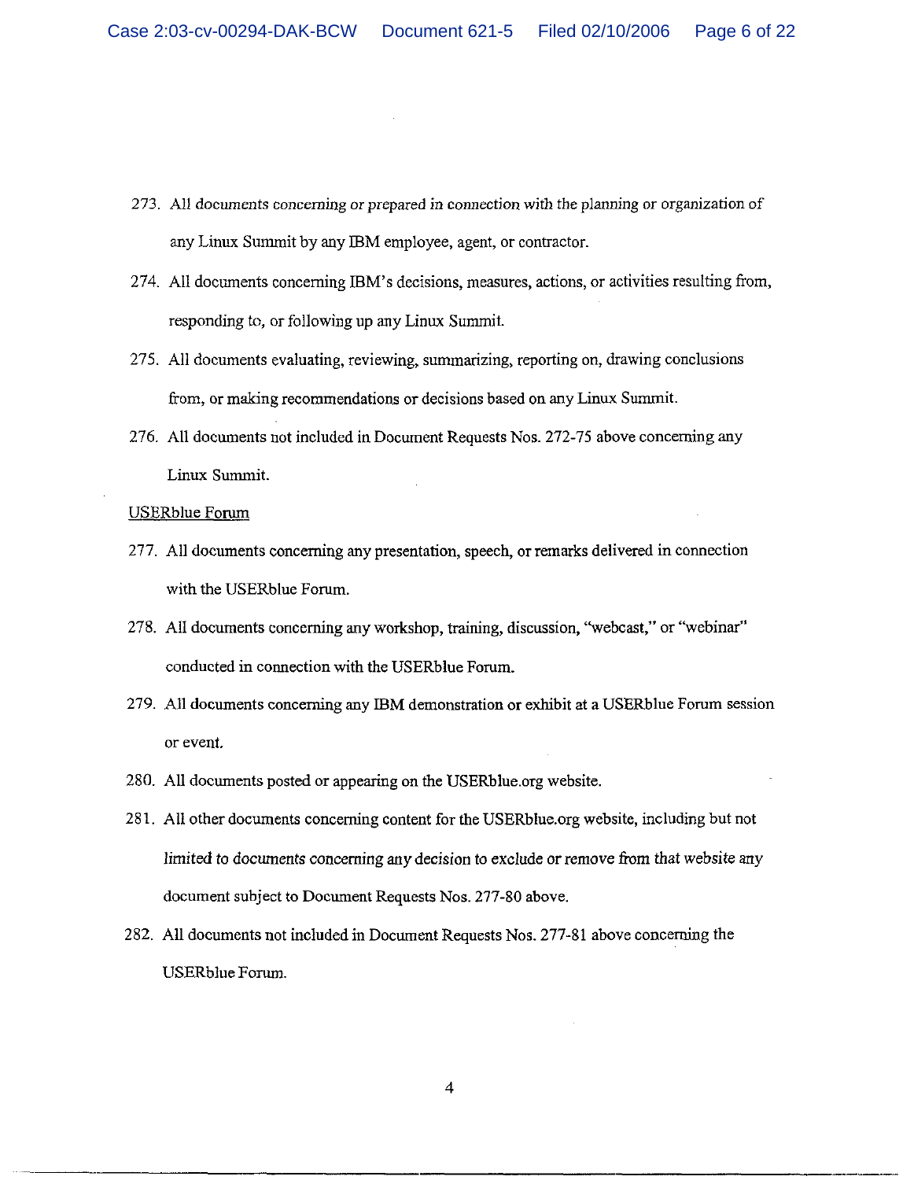273. All documents concerning or prepared in connection with the planning or organization of any Linux Summit by any IBM employee, agent, or contractor.

274. All documents concerning IBM's decisions, measures, actions, or activities resulting from, responding to, or following up any Linux Summit.

275. All documents evaluating, reviewing, summarizing, reporting on, drawing conclusions from, or making recommendations or decisions based on any Linux Summit.

276. All documents not included in Document Requests Nos. 272-75 above concerning any Linux Summit.

<u>USERblue Forum</u>

277. All documents concerning any presentation, speech, or remarks delivered in connection with the USERblue Forum.

278. All documents concerning any workshop, training, discussion, "webcast," or "webinar" conducted in connection with the USERblue Forum.

279. All documents concerning any IBM demonstration or exhibit at a USERblue Forum session or event.

280. All documents posted or appearing on the USERblue.org website.

281. All other documents concerning content for the USERblue.org website, including but not limited to documents concerning any decision to exclude or remove from that website any document subject to Document Requests Nos. 277-80 above.

282. All documents not included in Document Requests Nos. 277-81 above concerning the USERblue Forum.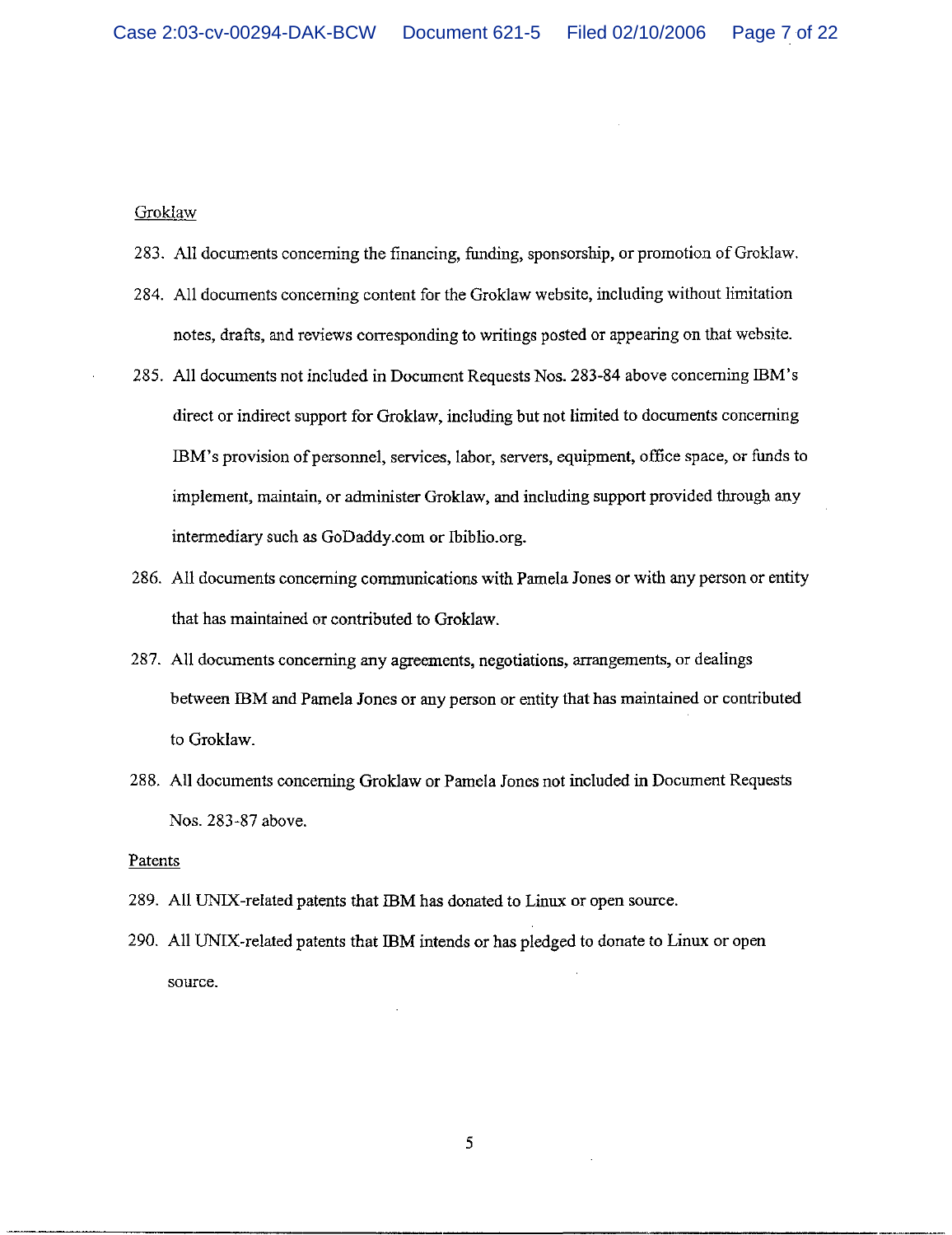Groklaw

283. All documents concerning the financing, funding, sponsorship, or promotion of Groklaw.

284. All documents concerning content for the Groklaw website, including without limitation notes, drafts, and reviews corresponding to writings posted or appearing on that website.

285. All documents not included in Document Requests Nos. 283-84 above concerning IBM's direct or indirect support for Groklaw, including but not limited to documents concerning IBM's provision of personnel, services, labor, servers, equipment, office space, or funds to implement, maintain, or administer Groklaw, and including support provided through any intermediary such as GoDaddy.com or Ibiblio.org.

286. All documents concerning communications with Pamela Jones or with any person or entity that has maintained or contributed to Groklaw.

287. All documents concerning any agreements, negotiations, arrangements, or dealings between IBM and Pamela Jones or any person or entity that has maintained or contributed to Groklaw.

288. All documents concerning Groklaw or Pamela Jones not included in Document Requests Nos. 283-87 above.

Patents

289. All UNIX-related patents that IBM has donated to Linux or open source.

290. All UNIX-related patents that IBM intends or has pledged to donate to Linux or open source.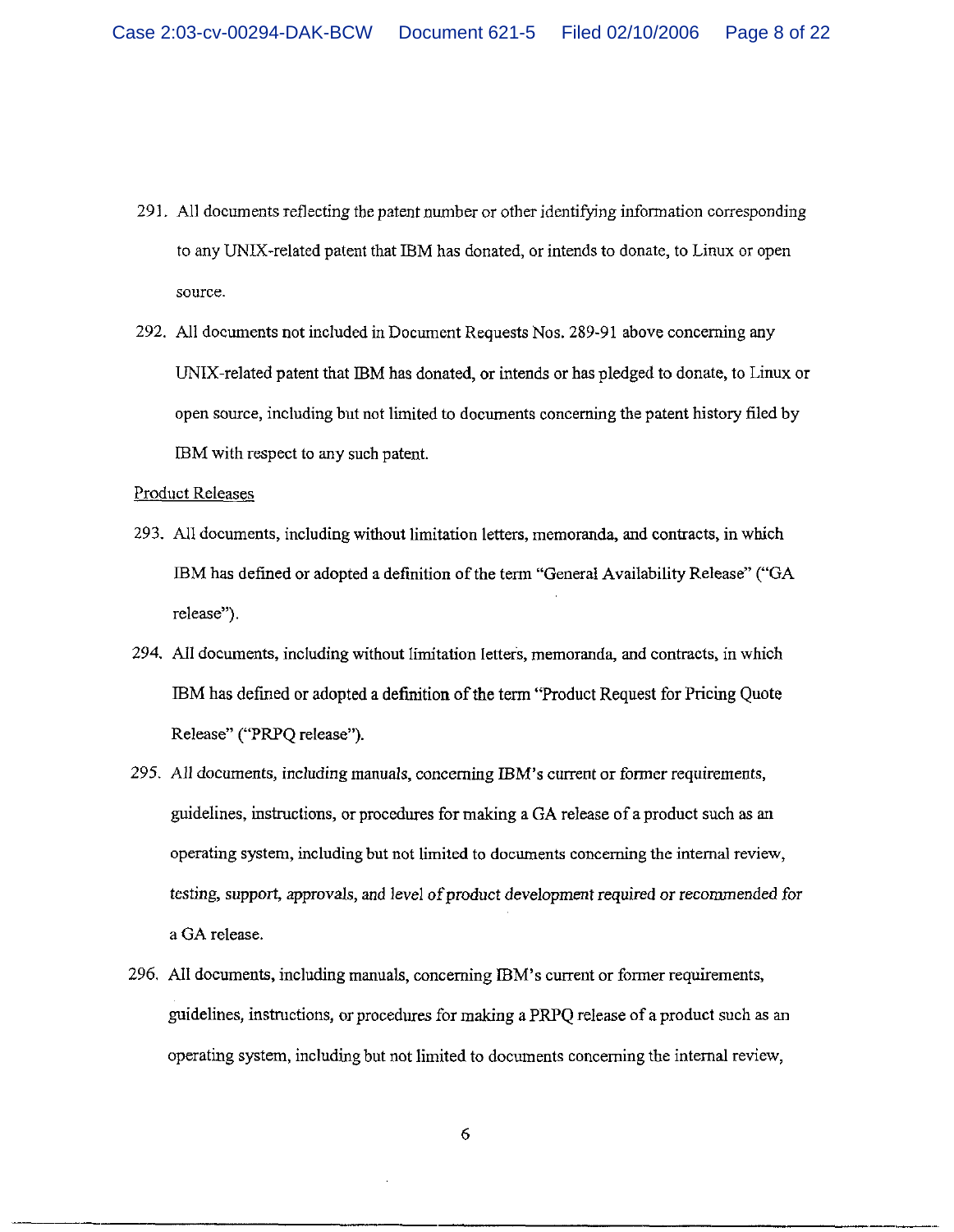291. All documents reflecting the patent number or other identifying information corresponding to any UNIX-related patent that IBM has donated, or intends to donate, to Linux or open source.

292. All documents not included in Document Requests Nos. 289-91 above concerning any UNIX-related patent that IBM has donated, or intends or has pledged to donate, to Linux or open source, including but not limited to documents concerning the patent history filed by IBM with respect to any such patent.

Product Releases

293. All documents, including without limitation letters, memoranda, and contracts, in which IBM has defined or adopted a definition of the term "General Availability Release" ("GA release").

294. All documents, including without limitation letters, memoranda, and contracts, in which IBM has defined or adopted a definition of the term "Product Request for Pricing Quote Release" ("PRPQ release").

295. All documents, including manuals, concerning IBM's current or former requirements, guidelines, instructions, or procedures for making a GA release of a product such as an operating system, including but not limited to documents concerning the internal review, testing, support, approvals, and level of product development required or recommended for a GA release.

296. All documents, including manuals, concerning IBM's current or former requirements, guidelines, instructions, or procedures for making a PRPQ release of a product such as an operating system, including but not limited to documents concerning the internal review,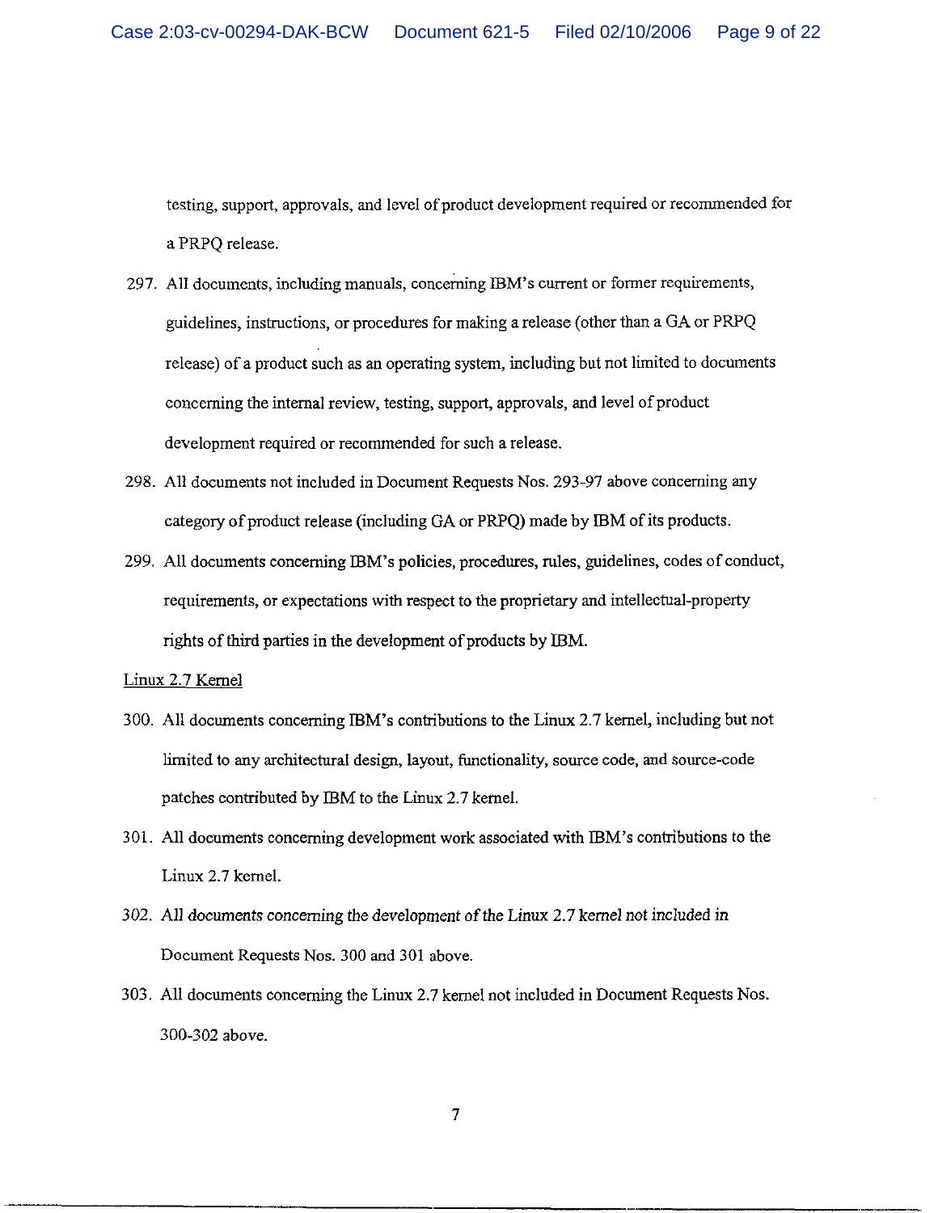testing, support, approvals, and level of product development required or recommended for a PRPQ release.

297. All documents, including manuals, concerning IBM's current or former requirements, guidelines, instructions, or procedures for making a release (other than a GA or PRPQ release) of a product such as an operating system, including but not limited to documents concerning the internal review, testing, support, approvals, and level of product development required or recommended for such a release.

298. All documents not included in Document Requests Nos. 293-97 above concerning any category of product release (including GA or PRPQ) made by IBM of its products.

299. All documents concerning IBM's policies, procedures, rules, guidelines, codes of conduct, requirements, or expectations with respect to the proprietary and intellectual-property rights of third parties in the development of products by IBM.

Linux 2.7 Kernel

300. All documents concerning IBM's contributions to the Linux 2.7 kernel, including but not limited to any architectural design, layout, functionality, source code, and source-code patches contributed by IBM to the Linux 2.7 kernel.

301. All documents concerning development work associated with IBM's contributions to the Linux 2.7 kernel.

302. All documents concerning the development of the Linux 2.7 kernel not included in Document Requests Nos. 300 and 301 above.

303. All documents concerning the Linux 2.7 kernel not included in Document Requests Nos. 300-302 above.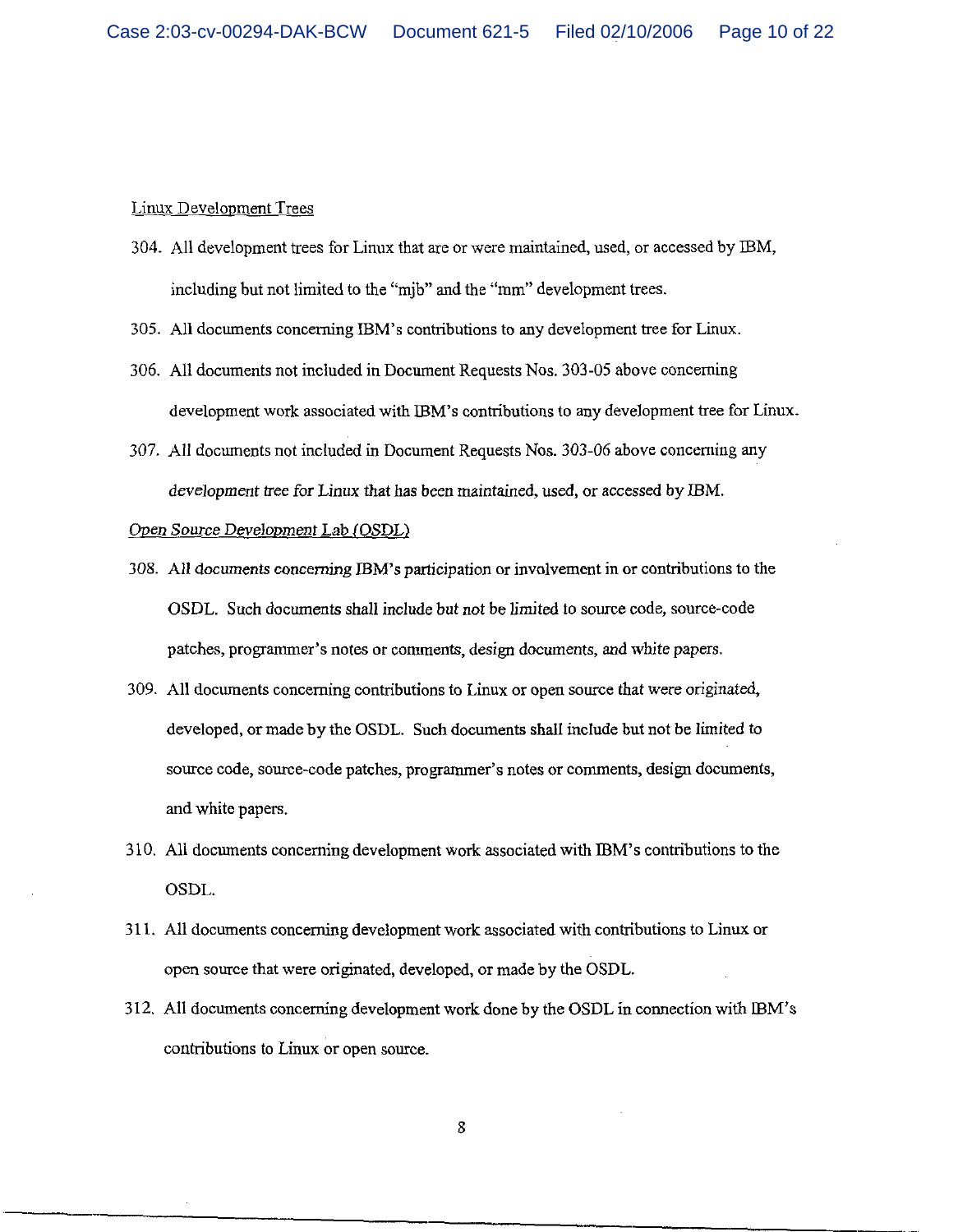Linux Development Trees

304. All development trees for Linux that are or were maintained, used, or accessed by IBM, including but not limited to the "mjb" and the "mm" development trees.

305. All documents concerning IBM's contributions to any development tree for Linux.

306. All documents not included in Document Requests Nos. 303-05 above concerning development work associated with IBM's contributions to any development tree for Linux.

307. All documents not included in Document Requests Nos. 303-06 above concerning any development tree for Linux that has been maintained, used, or accessed by IBM.

*Open Source Development Lab (OSDL)*

308. All documents concerning IBM's participation or involvement in or contributions to the OSDL. Such documents shall include but not be limited to source code, source-code patches, programmer's notes or comments, design documents, and white papers.

309. All documents concerning contributions to Linux or open source that were originated, developed, or made by the OSDL. Such documents shall include but not be limited to source code, source-code patches, programmer's notes or comments, design documents, and white papers.

310. All documents concerning development work associated with IBM's contributions to the OSDL.

311. All documents concerning development work associated with contributions to Linux or open source that were originated, developed, or made by the OSDL.

312. All documents concerning development work done by the OSDL in connection with IBM's contributions to Linux or open source.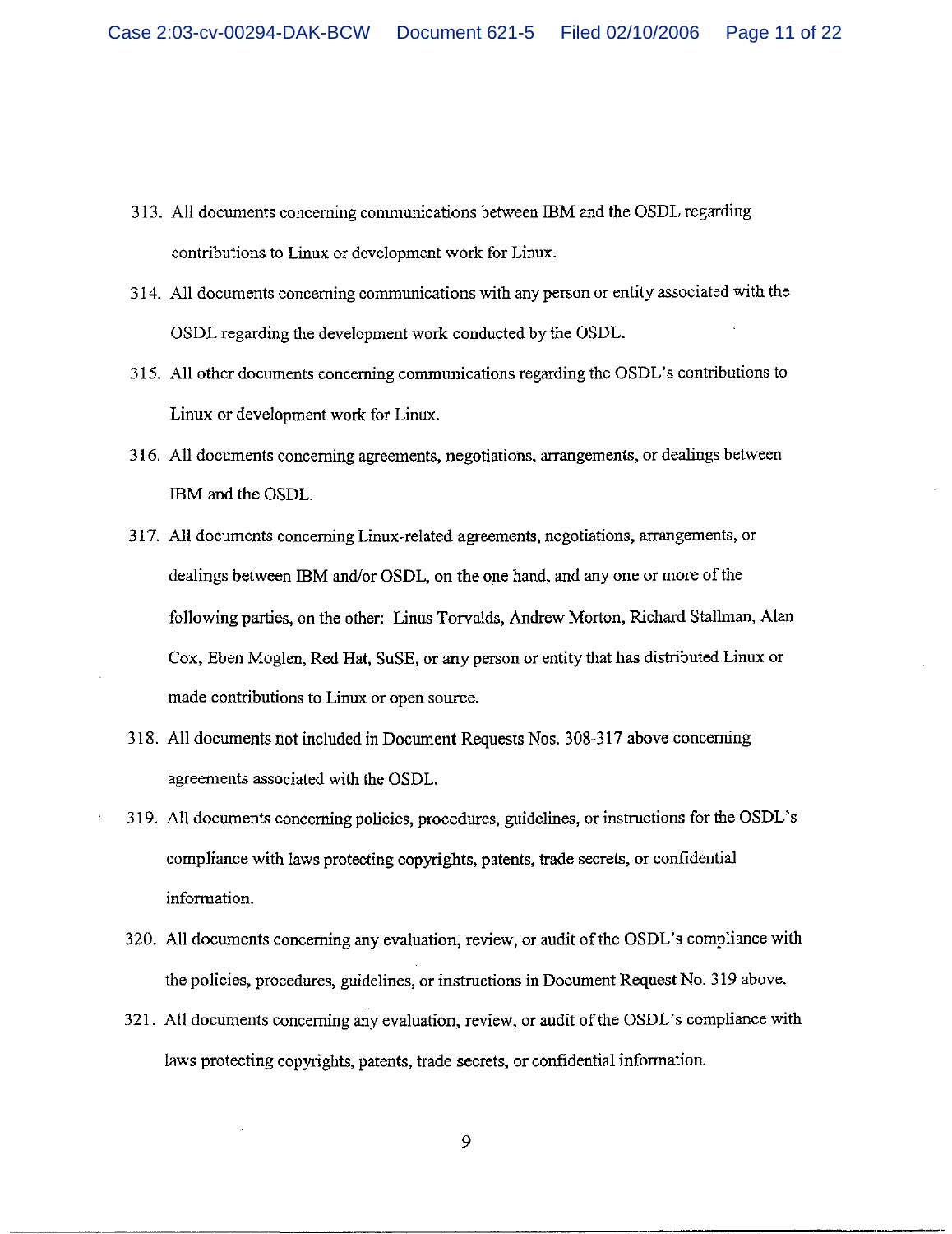313. All documents concerning communications between IBM and the OSDL regarding contributions to Linux or development work for Linux.

314. All documents concerning communications with any person or entity associated with the OSDL regarding the development work conducted by the OSDL.

315. All other documents concerning communications regarding the OSDL's contributions to Linux or development work for Linux.

316. All documents concerning agreements, negotiations, arrangements, or dealings between IBM and the OSDL.

317. All documents concerning Linux-related agreements, negotiations, arrangements, or dealings between IBM and/or OSDL, on the one hand, and any one or more of the following parties, on the other: Linus Torvalds, Andrew Morton, Richard Stallman, Alan Cox, Eben Moglen, Red Hat, SuSE, or any person or entity that has distributed Linux or made contributions to Linux or open source.

318. All documents not included in Document Requests Nos. 308-317 above concerning agreements associated with the OSDL.

319. All documents concerning policies, procedures, guidelines, or instructions for the OSDL's compliance with laws protecting copyrights, patents, trade secrets, or confidential information.

320. All documents concerning any evaluation, review, or audit of the OSDL's compliance with the policies, procedures, guidelines, or instructions in Document Request No. 319 above.

321. All documents concerning any evaluation, review, or audit of the OSDL's compliance with laws protecting copyrights, patents, trade secrets, or confidential information.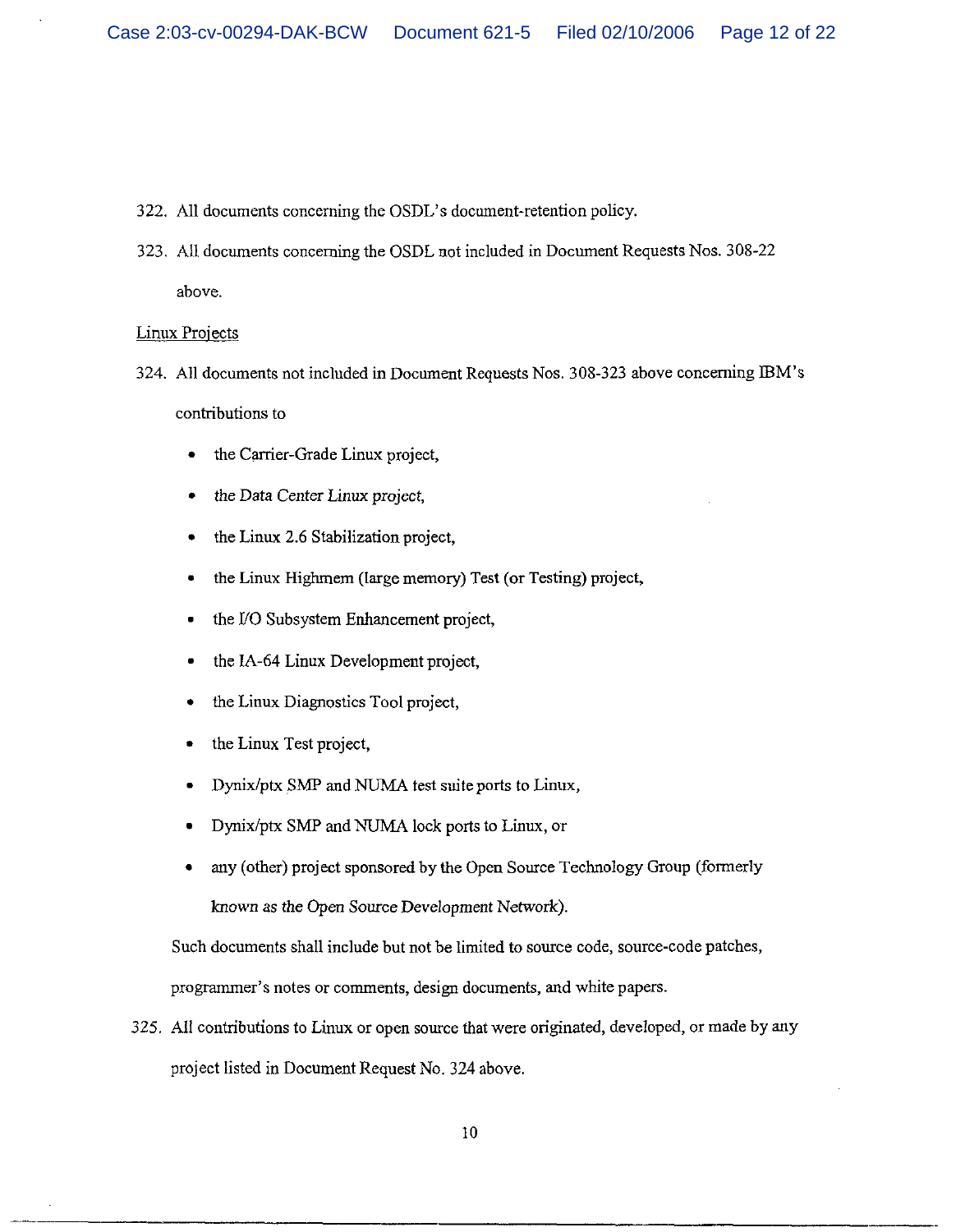322. All documents concerning the OSDL's document-retention policy.

323. All documents concerning the OSDL not included in Document Requests Nos. 308-22 above.

Linux Projects

324. All documents not included in Document Requests Nos. 308-323 above concerning IBM's contributions to

  - the Carrier-Grade Linux project,
  - *the Data Center Linux project,*
  - the Linux 2.6 Stabilization project,
  - the Linux Highmem (large memory) Test (or Testing) project,
  - the I/O Subsystem Enhancement project,
  - the IA-64 Linux Development project,
  - the Linux Diagnostics Tool project,
  - the Linux Test project,
  - Dynix/ptx SMP and NUMA test suite ports to Linux,
  - Dynix/ptx SMP and NUMA lock ports to Linux, or
  - any (other) project sponsored by the Open Source Technology Group (formerly known as the Open Source Development Network).

  Such documents shall include but not be limited to source code, source-code patches, programmer's notes or comments, design documents, and white papers.

325. All contributions to Linux or open source that were originated, developed, or made by any project listed in Document Request No. 324 above.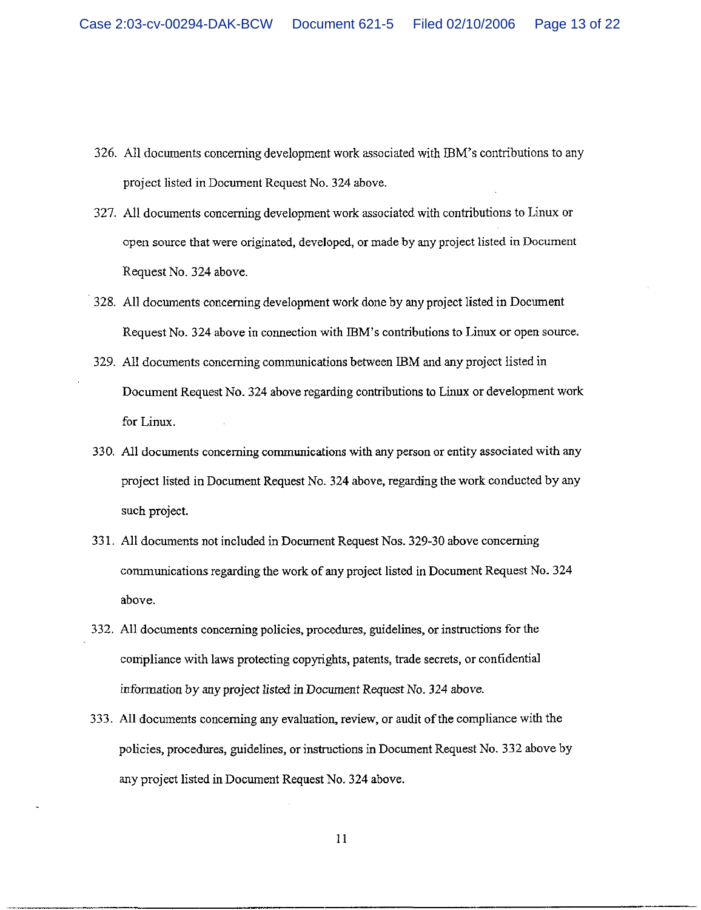326. All documents concerning development work associated with IBM's contributions to any project listed in Document Request No. 324 above.

327. All documents concerning development work associated with contributions to Linux or open source that were originated, developed, or made by any project listed in Document Request No. 324 above.

328. All documents concerning development work done by any project listed in Document Request No. 324 above in connection with IBM's contributions to Linux or open source.

329. All documents concerning communications between IBM and any project listed in Document Request No. 324 above regarding contributions to Linux or development work for Linux.

330. All documents concerning communications with any person or entity associated with any project listed in Document Request No. 324 above, regarding the work conducted by any such project.

331. All documents not included in Document Request Nos. 329-30 above concerning communications regarding the work of any project listed in Document Request No. 324 above.

332. All documents concerning policies, procedures, guidelines, or instructions for the compliance with laws protecting copyrights, patents, trade secrets, or confidential information by any project listed in Document Request No. 324 above.

333. All documents concerning any evaluation, review, or audit of the compliance with the policies, procedures, guidelines, or instructions in Document Request No. 332 above by any project listed in Document Request No. 324 above.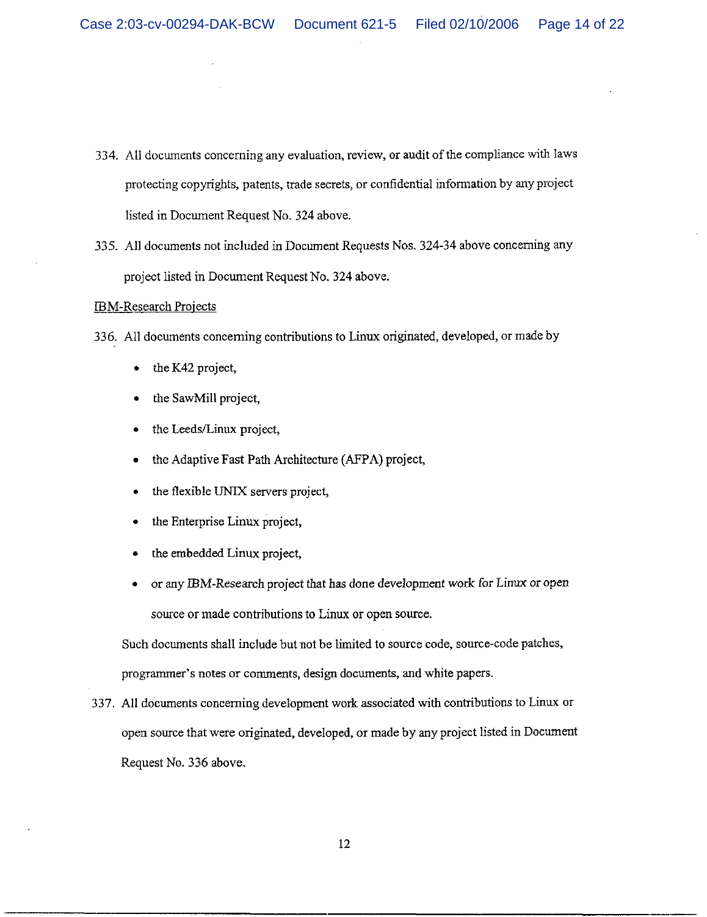334. All documents concerning any evaluation, review, or audit of the compliance with laws protecting copyrights, patents, trade secrets, or confidential information by any project listed in Document Request No. 324 above.

335. All documents not included in Document Requests Nos. 324-34 above concerning any project listed in Document Request No. 324 above.

<u>IBM-Research Projects</u>

336. All documents concerning contributions to Linux originated, developed, or made by

- the K42 project,
- the SawMill project,
- the Leeds/Linux project,
- the Adaptive Fast Path Architecture (AFPA) project,
- the flexible UNIX servers project,
- the Enterprise Linux project,
- the embedded Linux project,
- or any IBM-Research project that has done development work for Linux or open source or made contributions to Linux or open source.

Such documents shall include but not be limited to source code, source-code patches, programmer's notes or comments, design documents, and white papers.

337. All documents concerning development work associated with contributions to Linux or open source that were originated, developed, or made by any project listed in Document Request No. 336 above.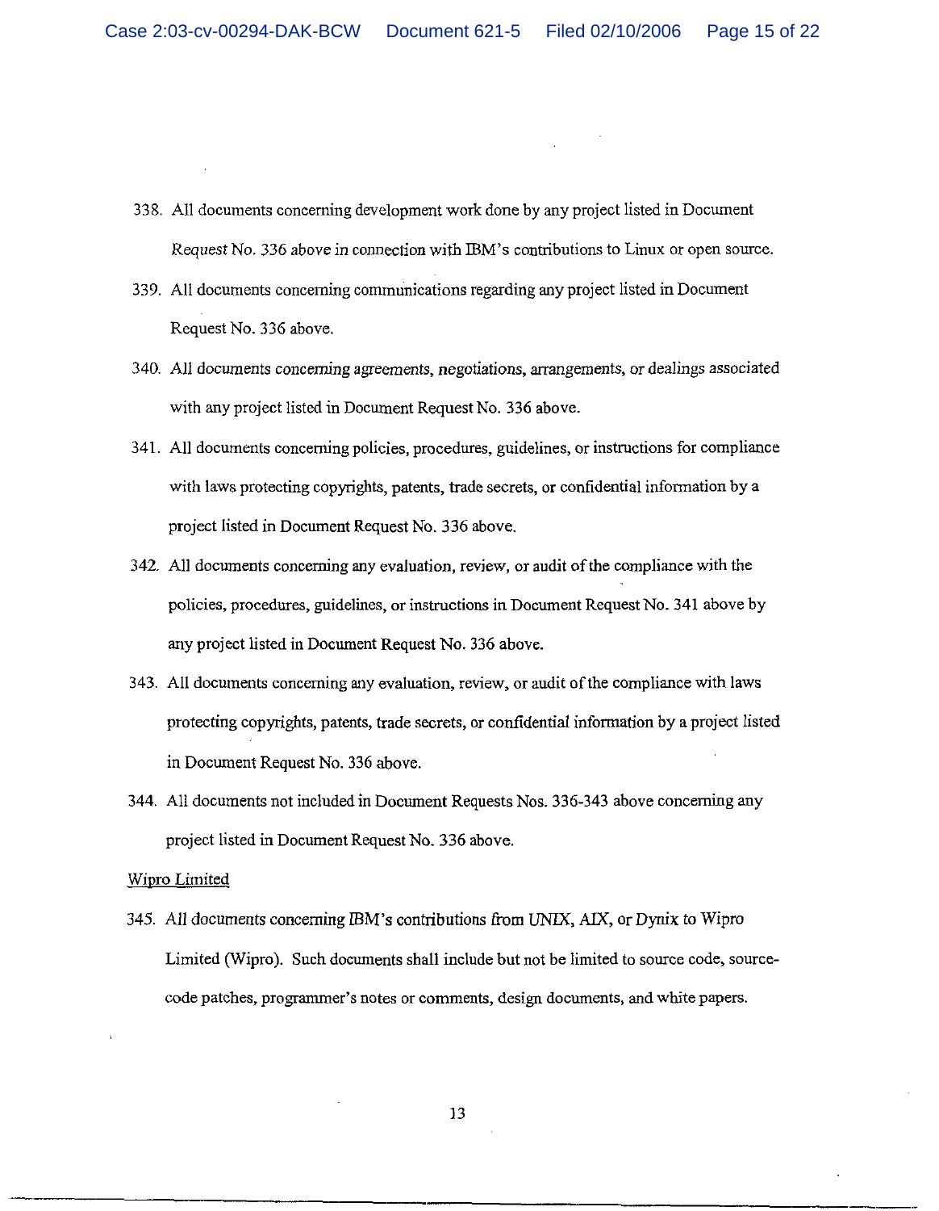338. All documents concerning development work done by any project listed in Document Request No. 336 above in connection with IBM's contributions to Linux or open source.

339. All documents concerning communications regarding any project listed in Document Request No. 336 above.

340. All documents concerning agreements, negotiations, arrangements, or dealings associated with any project listed in Document Request No. 336 above.

341. All documents concerning policies, procedures, guidelines, or instructions for compliance with laws protecting copyrights, patents, trade secrets, or confidential information by a project listed in Document Request No. 336 above.

342. All documents concerning any evaluation, review, or audit of the compliance with the policies, procedures, guidelines, or instructions in Document Request No. 341 above by any project listed in Document Request No. 336 above.

343. All documents concerning any evaluation, review, or audit of the compliance with laws protecting copyrights, patents, trade secrets, or confidential information by a project listed in Document Request No. 336 above.

344. All documents not included in Document Requests Nos. 336-343 above concerning any project listed in Document Request No. 336 above.

<u>Wipro Limited</u>

345. All documents concerning IBM's contributions from UNIX, AIX, or Dynix to Wipro Limited (Wipro). Such documents shall include but not be limited to source code, source-code patches, programmer's notes or comments, design documents, and white papers.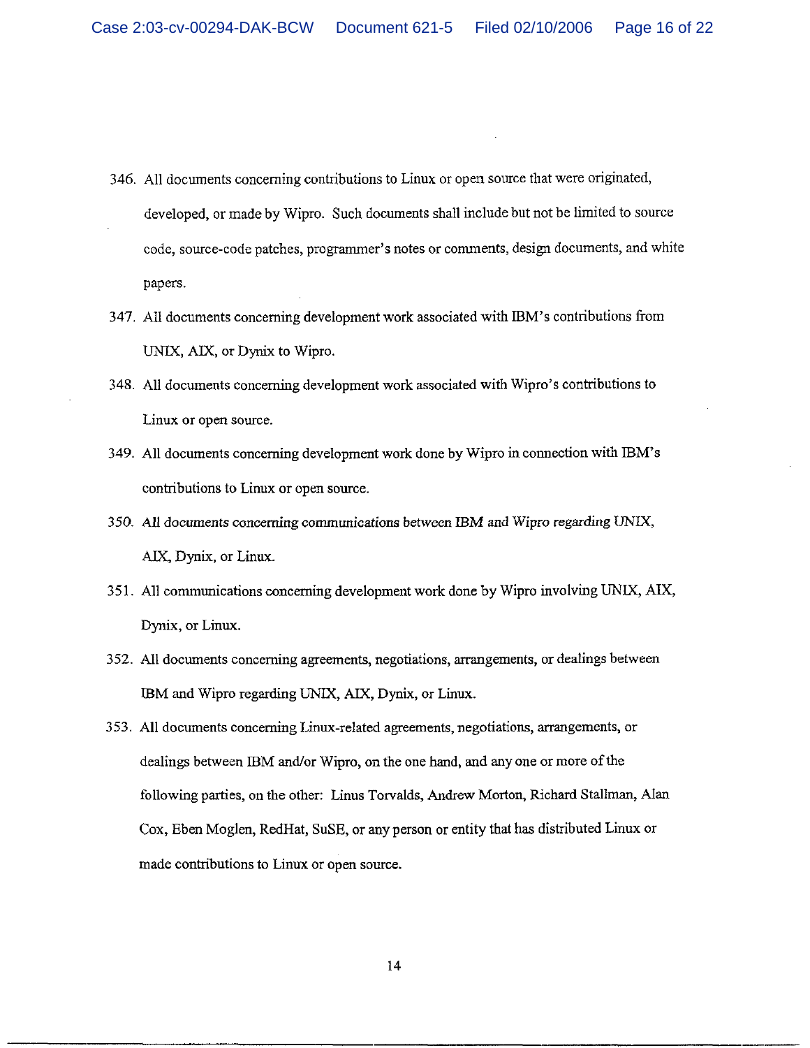346. All documents concerning contributions to Linux or open source that were originated, developed, or made by Wipro. Such documents shall include but not be limited to source code, source-code patches, programmer's notes or comments, design documents, and white papers.

347. All documents concerning development work associated with IBM's contributions from UNIX, AIX, or Dynix to Wipro.

348. All documents concerning development work associated with Wipro's contributions to Linux or open source.

349. All documents concerning development work done by Wipro in connection with IBM's contributions to Linux or open source.

350. All documents concerning communications between IBM and Wipro regarding UNIX, AIX, Dynix, or Linux.

351. All communications concerning development work done by Wipro involving UNIX, AIX, Dynix, or Linux.

352. All documents concerning agreements, negotiations, arrangements, or dealings between IBM and Wipro regarding UNIX, AIX, Dynix, or Linux.

353. All documents concerning Linux-related agreements, negotiations, arrangements, or dealings between IBM and/or Wipro, on the one hand, and any one or more of the following parties, on the other: Linus Torvalds, Andrew Morton, Richard Stallman, Alan Cox, Eben Moglen, RedHat, SuSE, or any person or entity that has distributed Linux or made contributions to Linux or open source.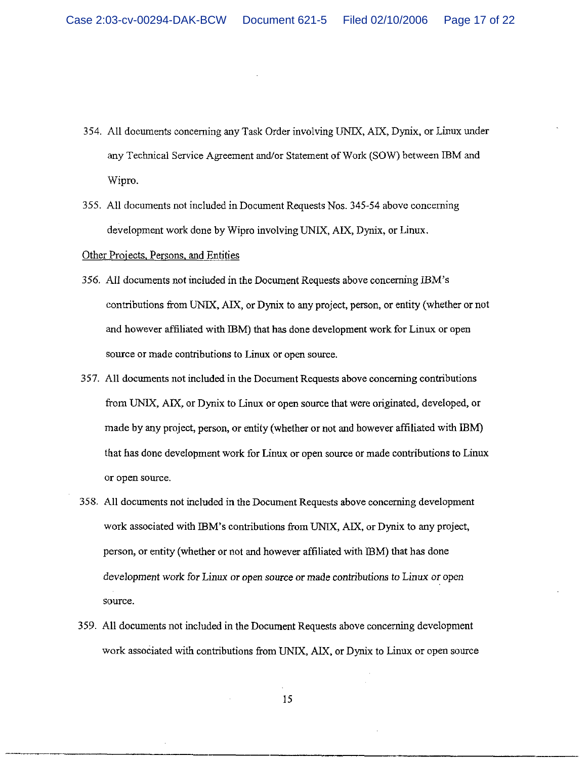354. All documents concerning any Task Order involving UNIX, AIX, Dynix, or Linux under any Technical Service Agreement and/or Statement of Work (SOW) between IBM and Wipro.

355. All documents not included in Document Requests Nos. 345-54 above concerning development work done by Wipro involving UNIX, AIX, Dynix, or Linux.

Other Projects, Persons, and Entities

356. All documents not included in the Document Requests above concerning IBM's contributions from UNIX, AIX, or Dynix to any project, person, or entity (whether or not and however affiliated with IBM) that has done development work for Linux or open source or made contributions to Linux or open source.

357. All documents not included in the Document Requests above concerning contributions from UNIX, AIX, or Dynix to Linux or open source that were originated, developed, or made by any project, person, or entity (whether or not and however affiliated with IBM) that has done development work for Linux or open source or made contributions to Linux or open source.

358. All documents not included in the Document Requests above concerning development work associated with IBM's contributions from UNIX, AIX, or Dynix to any project, person, or entity (whether or not and however affiliated with IBM) that has done development work for Linux or open source or made contributions to Linux or open source.

359. All documents not included in the Document Requests above concerning development work associated with contributions from UNIX, AIX, or Dynix to Linux or open source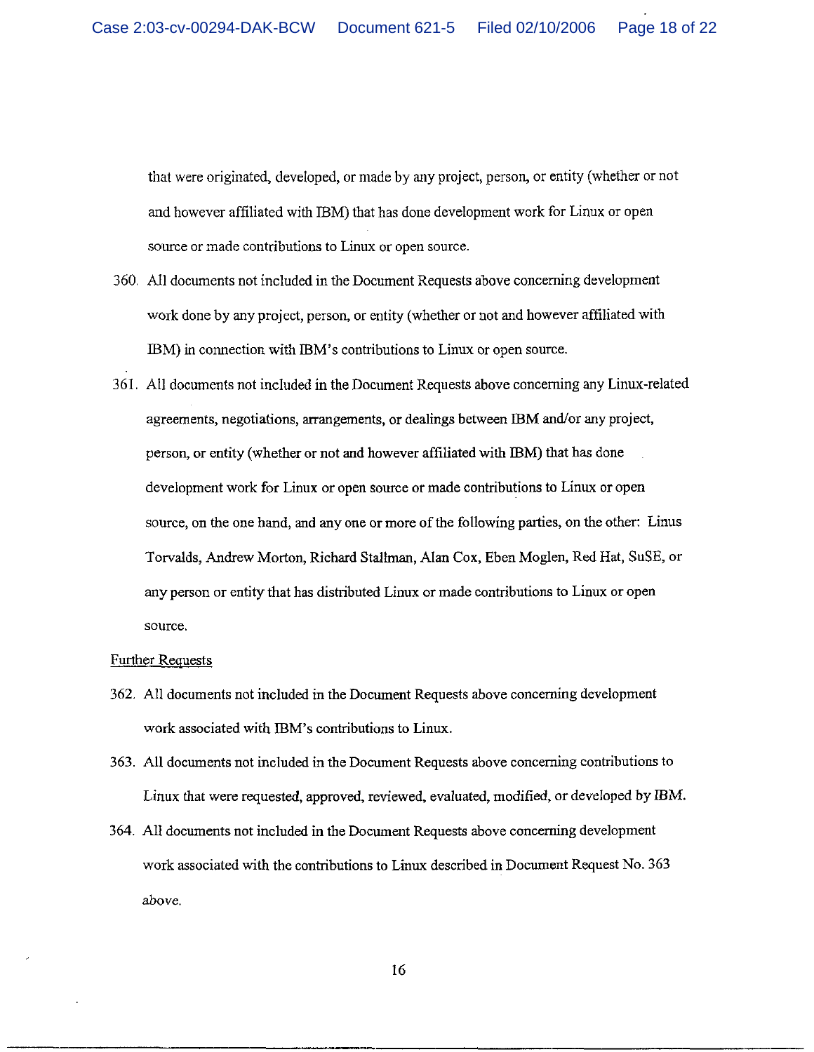that were originated, developed, or made by any project, person, or entity (whether or not and however affiliated with IBM) that has done development work for Linux or open source or made contributions to Linux or open source.

360. All documents not included in the Document Requests above concerning development work done by any project, person, or entity (whether or not and however affiliated with IBM) in connection with IBM's contributions to Linux or open source.

361. All documents not included in the Document Requests above concerning any Linux-related agreements, negotiations, arrangements, or dealings between IBM and/or any project, person, or entity (whether or not and however affiliated with IBM) that has done development work for Linux or open source or made contributions to Linux or open source, on the one hand, and any one or more of the following parties, on the other: Linus Torvalds, Andrew Morton, Richard Stallman, Alan Cox, Eben Moglen, Red Hat, SuSE, or any person or entity that has distributed Linux or made contributions to Linux or open source.

Further Requests

362. All documents not included in the Document Requests above concerning development work associated with IBM's contributions to Linux.

363. All documents not included in the Document Requests above concerning contributions to Linux that were requested, approved, reviewed, evaluated, modified, or developed by IBM.

364. All documents not included in the Document Requests above concerning development work associated with the contributions to Linux described in Document Request No. 363 above.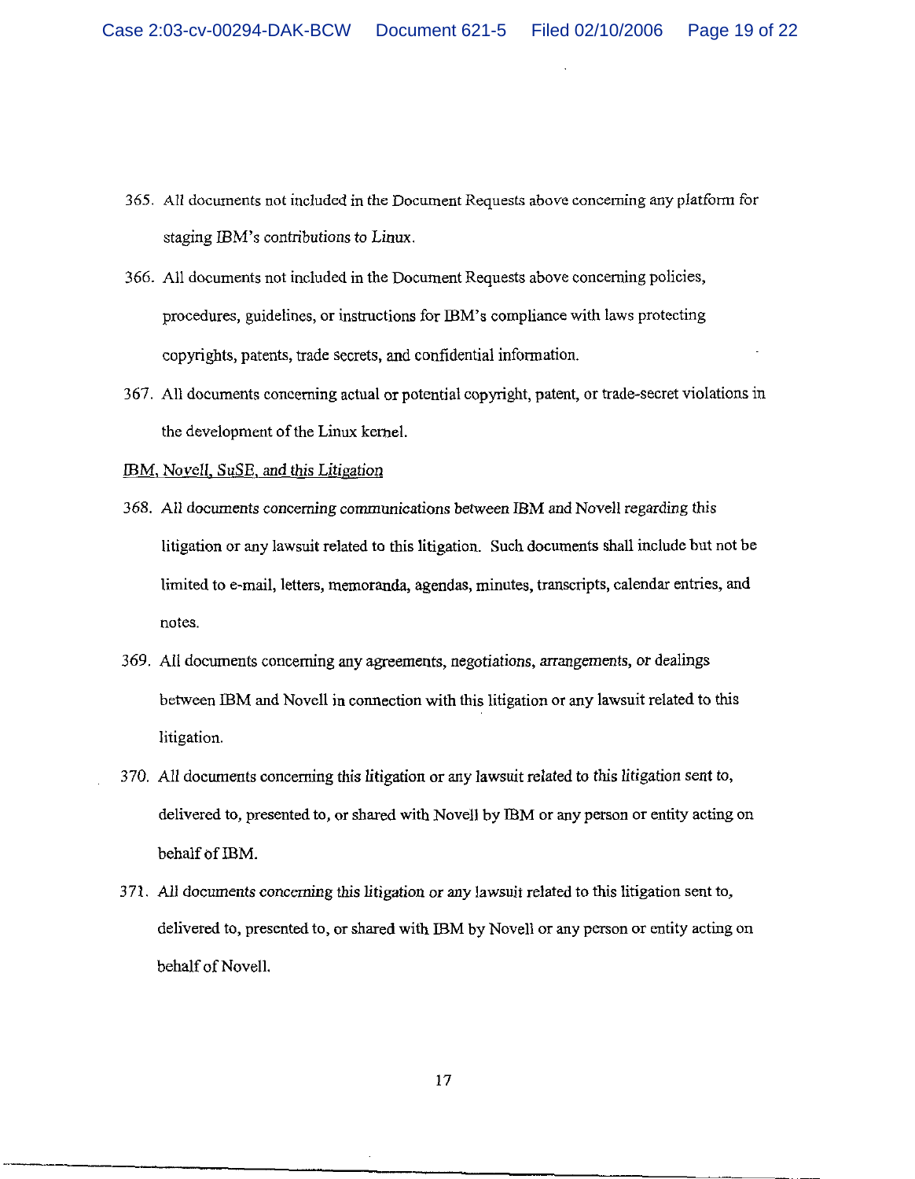365. All documents not included in the Document Requests above concerning any platform for staging IBM's contributions to Linux.

366. All documents not included in the Document Requests above concerning policies, procedures, guidelines, or instructions for IBM's compliance with laws protecting copyrights, patents, trade secrets, and confidential information.

367. All documents concerning actual or potential copyright, patent, or trade-secret violations in the development of the Linux kernel.

<u>IBM, Novell, SuSE, and this Litigation</u>

368. All documents concerning communications between IBM and Novell regarding this litigation or any lawsuit related to this litigation. Such documents shall include but not be limited to e-mail, letters, memoranda, agendas, minutes, transcripts, calendar entries, and notes.

369. All documents concerning any agreements, negotiations, arrangements, or dealings between IBM and Novell in connection with this litigation or any lawsuit related to this litigation.

370. All documents concerning this litigation or any lawsuit related to this litigation sent to, delivered to, presented to, or shared with Novell by IBM or any person or entity acting on behalf of IBM.

371. All documents concerning this litigation or any lawsuit related to this litigation sent to, delivered to, presented to, or shared with IBM by Novell or any person or entity acting on behalf of Novell.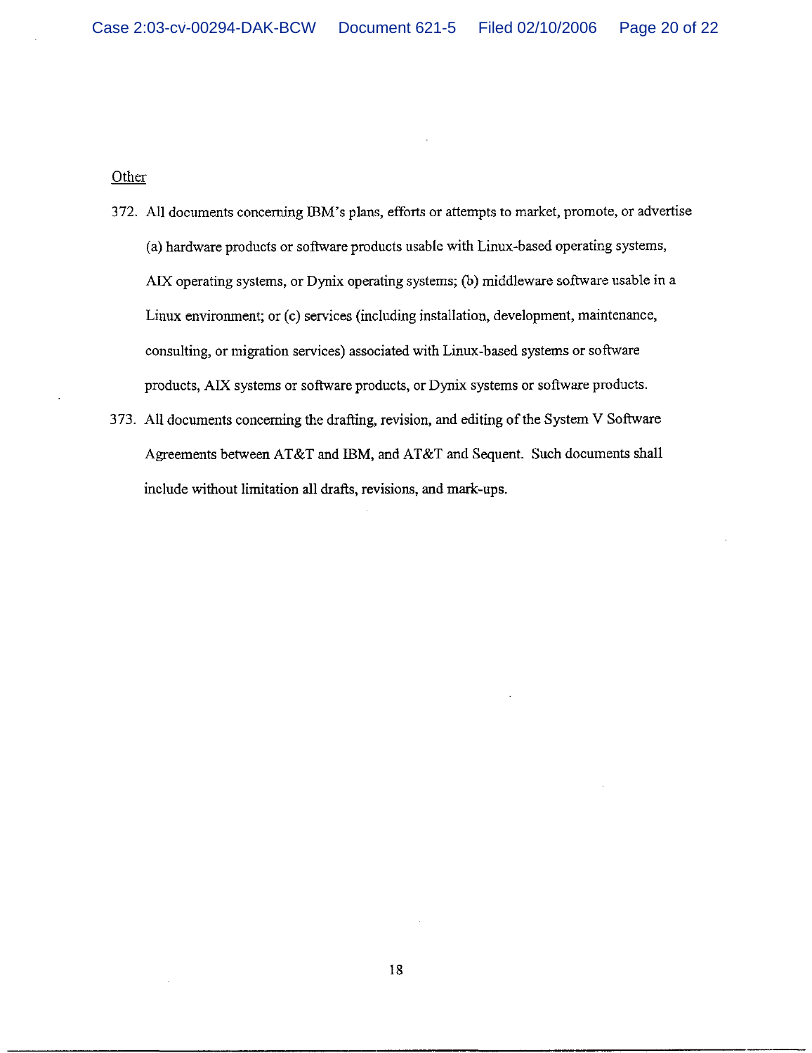<u>Other</u>

372. All documents concerning IBM's plans, efforts or attempts to market, promote, or advertise (a) hardware products or software products usable with Linux-based operating systems, AIX operating systems, or Dynix operating systems; (b) middleware software usable in a Linux environment; or (c) services (including installation, development, maintenance, consulting, or migration services) associated with Linux-based systems or software products, AIX systems or software products, or Dynix systems or software products.

373. All documents concerning the drafting, revision, and editing of the System V Software Agreements between AT&T and IBM, and AT&T and Sequent. Such documents shall include without limitation all drafts, revisions, and mark-ups.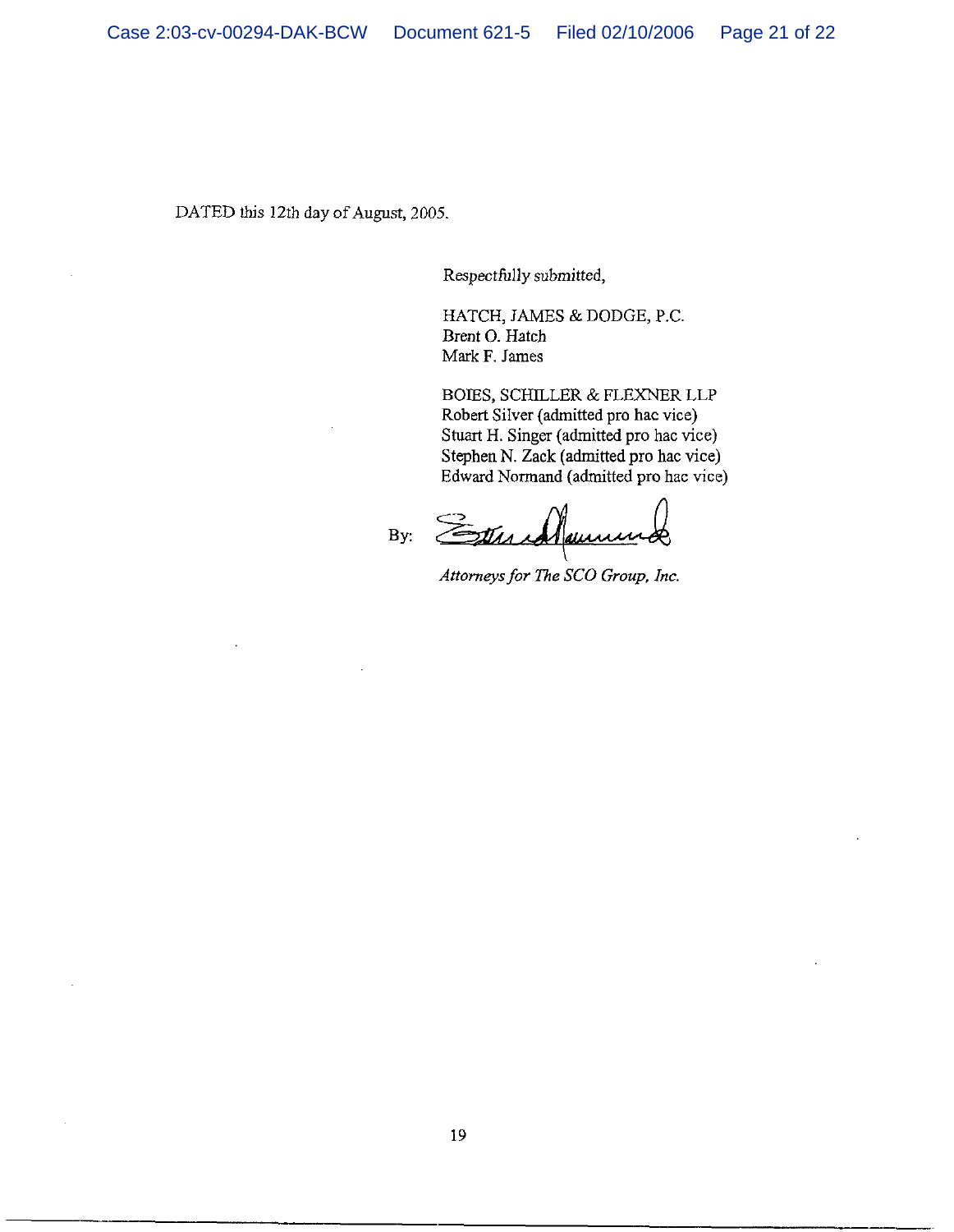DATED this 12th day of August, 2005.

Respectfully submitted,

HATCH, JAMES & DODGE, P.C.
Brent O. Hatch
Mark F. James

BOIES, SCHILLER & FLEXNER LLP
Robert Silver (admitted pro hac vice)
Stuart H. Singer (admitted pro hac vice)
Stephen N. Zack (admitted pro hac vice)
Edward Normand (admitted pro hac vice)

By: [signature]

*Attorneys for The SCO Group, Inc.*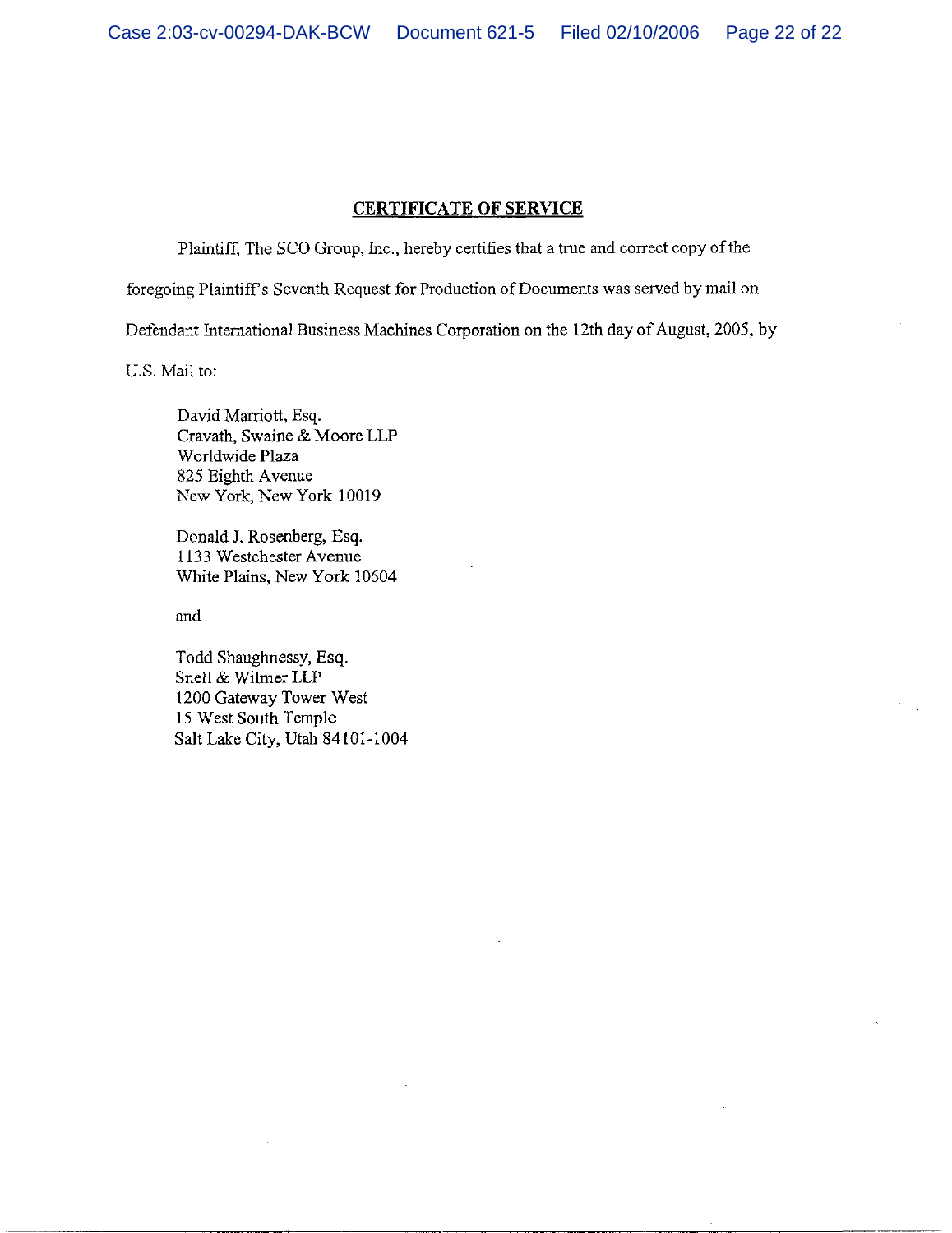## CERTIFICATE OF SERVICE

Plaintiff, The SCO Group, Inc., hereby certifies that a true and correct copy of the foregoing Plaintiff's Seventh Request for Production of Documents was served by mail on Defendant International Business Machines Corporation on the 12th day of August, 2005, by U.S. Mail to:

David Marriott, Esq.
Cravath, Swaine & Moore LLP
Worldwide Plaza
825 Eighth Avenue
New York, New York 10019

Donald J. Rosenberg, Esq.
1133 Westchester Avenue
White Plains, New York 10604

and

Todd Shaughnessy, Esq.
Snell & Wilmer LLP
1200 Gateway Tower West
15 West South Temple
Salt Lake City, Utah 84101-1004